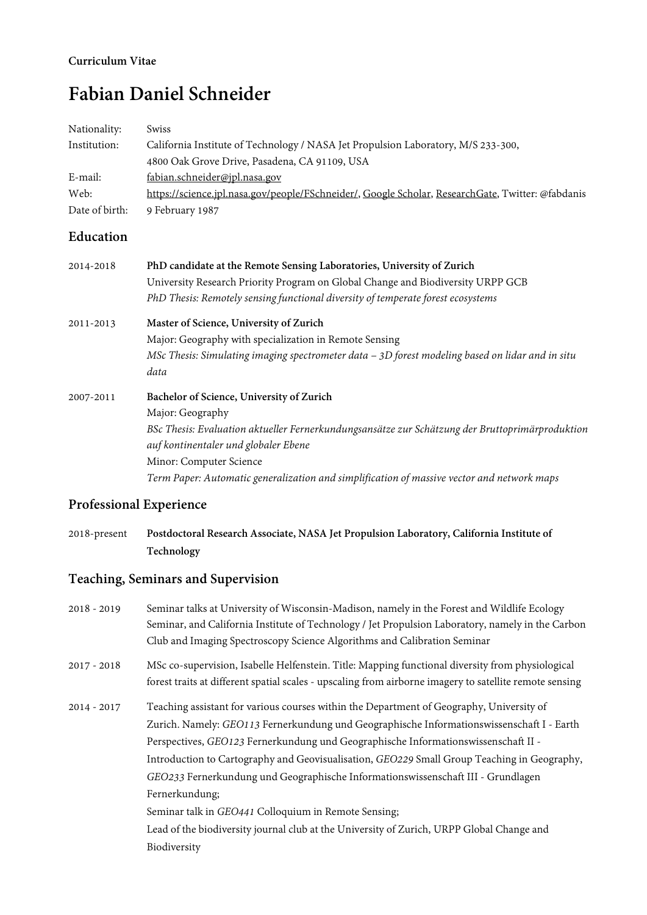**Curriculum Vitae**

# Fabian Daniel Schneider

| | |
|---|---|
| Nationality: | Swiss |
| Institution: | California Institute of Technology / NASA Jet Propulsion Laboratory, M/S 233-300, 4800 Oak Grove Drive, Pasadena, CA 91109, USA |
| E-mail: | fabian.schneider@jpl.nasa.gov |
| Web: | https://science.jpl.nasa.gov/people/FSchneider/, Google Scholar, ResearchGate, Twitter: @fabdanis |
| Date of birth: | 9 February 1987 |

## Education

**2014-2018** — **PhD candidate at the Remote Sensing Laboratories, University of Zurich**
University Research Priority Program on Global Change and Biodiversity URPP GCB
*PhD Thesis: Remotely sensing functional diversity of temperate forest ecosystems*

**2011-2013** — **Master of Science, University of Zurich**
Major: Geography with specialization in Remote Sensing
*MSc Thesis: Simulating imaging spectrometer data – 3D forest modeling based on lidar and in situ data*

**2007-2011** — **Bachelor of Science, University of Zurich**
Major: Geography
*BSc Thesis: Evaluation aktueller Fernerkundungsansätze zur Schätzung der Bruttoprimärproduktion auf kontinentaler und globaler Ebene*
Minor: Computer Science
*Term Paper: Automatic generalization and simplification of massive vector and network maps*

## Professional Experience

**2018-present** — **Postdoctoral Research Associate, NASA Jet Propulsion Laboratory, California Institute of Technology**

## Teaching, Seminars and Supervision

**2018 - 2019** — Seminar talks at University of Wisconsin-Madison, namely in the Forest and Wildlife Ecology Seminar, and California Institute of Technology / Jet Propulsion Laboratory, namely in the Carbon Club and Imaging Spectroscopy Science Algorithms and Calibration Seminar

**2017 - 2018** — MSc co-supervision, Isabelle Helfenstein. Title: Mapping functional diversity from physiological forest traits at different spatial scales - upscaling from airborne imagery to satellite remote sensing

**2014 - 2017** — Teaching assistant for various courses within the Department of Geography, University of Zurich. Namely: *GEO113* Fernerkundung und Geographische Informationswissenschaft I - Earth Perspectives, *GEO123* Fernerkundung und Geographische Informationswissenschaft II - Introduction to Cartography and Geovisualisation, *GEO229* Small Group Teaching in Geography, *GEO233* Fernerkundung und Geographische Informationswissenschaft III - Grundlagen Fernerkundung;
Seminar talk in *GEO441* Colloquium in Remote Sensing;
Lead of the biodiversity journal club at the University of Zurich, URPP Global Change and Biodiversity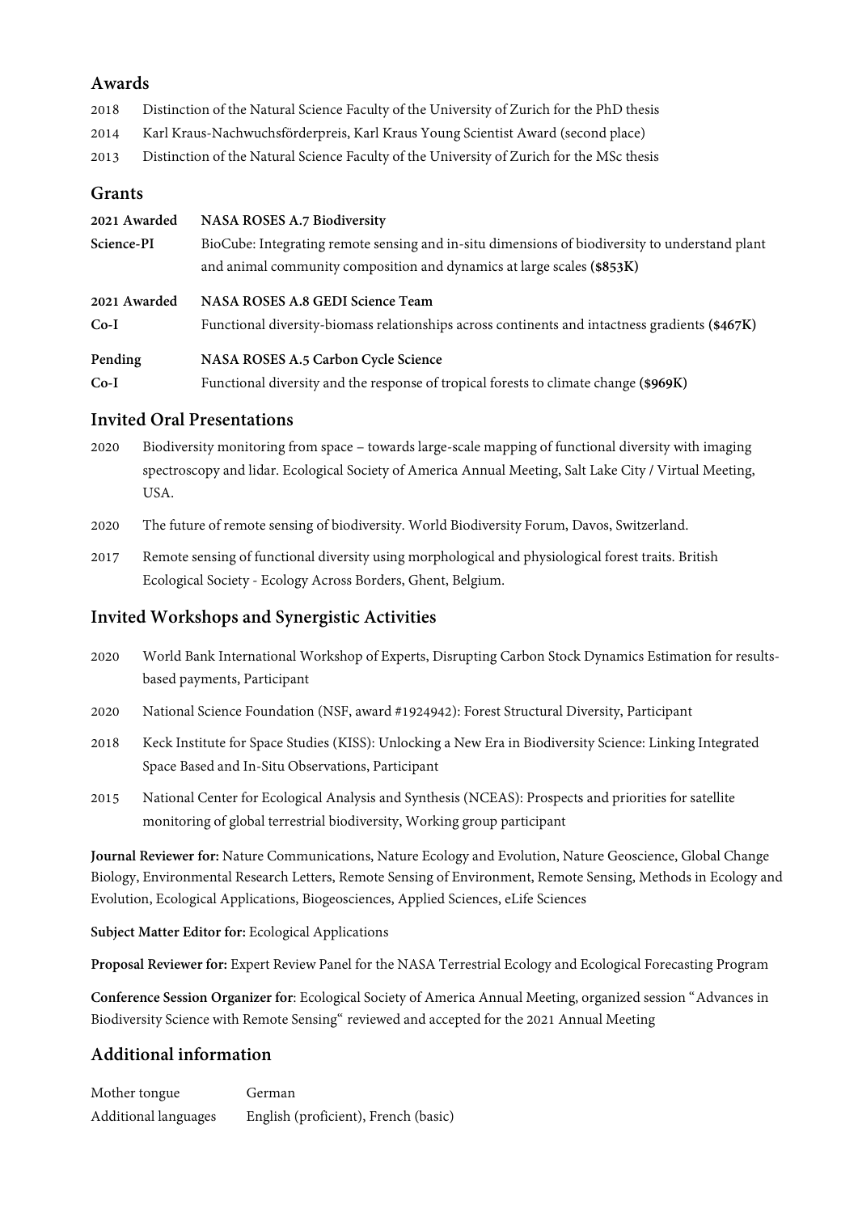## Awards

2018 Distinction of the Natural Science Faculty of the University of Zurich for the PhD thesis

2014 Karl Kraus-Nachwuchsförderpreis, Karl Kraus Young Scientist Award (second place)

2013 Distinction of the Natural Science Faculty of the University of Zurich for the MSc thesis

## Grants

**2021 Awarded** **NASA ROSES A.7 Biodiversity**
**Science-PI** BioCube: Integrating remote sensing and in-situ dimensions of biodiversity to understand plant and animal community composition and dynamics at large scales **($853K)**

**2021 Awarded** **NASA ROSES A.8 GEDI Science Team**
**Co-I** Functional diversity-biomass relationships across continents and intactness gradients **($467K)**

**Pending** **NASA ROSES A.5 Carbon Cycle Science**
**Co-I** Functional diversity and the response of tropical forests to climate change **($969K)**

## Invited Oral Presentations

2020 Biodiversity monitoring from space – towards large-scale mapping of functional diversity with imaging spectroscopy and lidar. Ecological Society of America Annual Meeting, Salt Lake City / Virtual Meeting, USA.

2020 The future of remote sensing of biodiversity. World Biodiversity Forum, Davos, Switzerland.

2017 Remote sensing of functional diversity using morphological and physiological forest traits. British Ecological Society - Ecology Across Borders, Ghent, Belgium.

## Invited Workshops and Synergistic Activities

2020 World Bank International Workshop of Experts, Disrupting Carbon Stock Dynamics Estimation for results-based payments, Participant

2020 National Science Foundation (NSF, award #1924942): Forest Structural Diversity, Participant

2018 Keck Institute for Space Studies (KISS): Unlocking a New Era in Biodiversity Science: Linking Integrated Space Based and In-Situ Observations, Participant

2015 National Center for Ecological Analysis and Synthesis (NCEAS): Prospects and priorities for satellite monitoring of global terrestrial biodiversity, Working group participant

**Journal Reviewer for:** Nature Communications, Nature Ecology and Evolution, Nature Geoscience, Global Change Biology, Environmental Research Letters, Remote Sensing of Environment, Remote Sensing, Methods in Ecology and Evolution, Ecological Applications, Biogeosciences, Applied Sciences, eLife Sciences

**Subject Matter Editor for:** Ecological Applications

**Proposal Reviewer for:** Expert Review Panel for the NASA Terrestrial Ecology and Ecological Forecasting Program

**Conference Session Organizer for**: Ecological Society of America Annual Meeting, organized session "Advances in Biodiversity Science with Remote Sensing" reviewed and accepted for the 2021 Annual Meeting

## Additional information

| | |
|---|---|
| Mother tongue | German |
| Additional languages | English (proficient), French (basic) |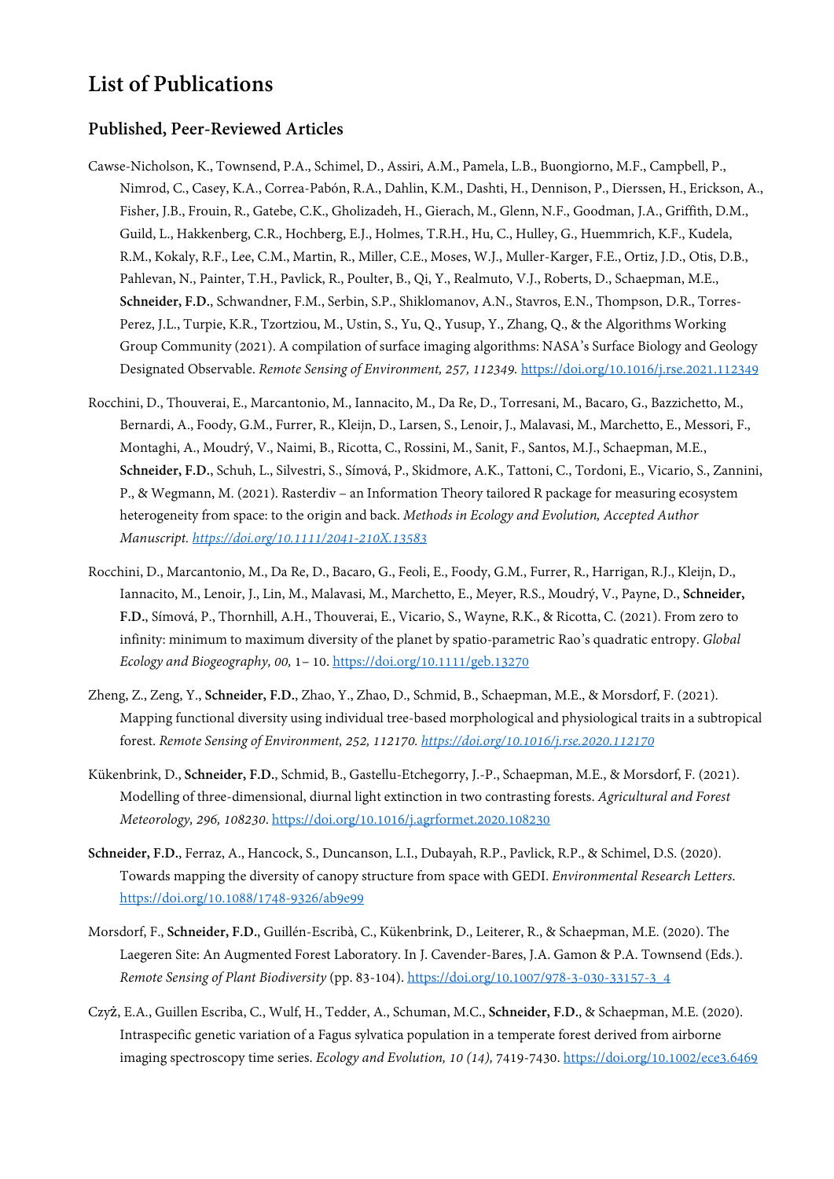# List of Publications

## Published, Peer-Reviewed Articles

Cawse-Nicholson, K., Townsend, P.A., Schimel, D., Assiri, A.M., Pamela, L.B., Buongiorno, M.F., Campbell, P., Nimrod, C., Casey, K.A., Correa-Pabón, R.A., Dahlin, K.M., Dashti, H., Dennison, P., Dierssen, H., Erickson, A., Fisher, J.B., Frouin, R., Gatebe, C.K., Gholizadeh, H., Gierach, M., Glenn, N.F., Goodman, J.A., Griffith, D.M., Guild, L., Hakkenberg, C.R., Hochberg, E.J., Holmes, T.R.H., Hu, C., Hulley, G., Huemmrich, K.F., Kudela, R.M., Kokaly, R.F., Lee, C.M., Martin, R., Miller, C.E., Moses, W.J., Muller-Karger, F.E., Ortiz, J.D., Otis, D.B., Pahlevan, N., Painter, T.H., Pavlick, R., Poulter, B., Qi, Y., Realmuto, V.J., Roberts, D., Schaepman, M.E., **Schneider, F.D.**, Schwandner, F.M., Serbin, S.P., Shiklomanov, A.N., Stavros, E.N., Thompson, D.R., Torres-Perez, J.L., Turpie, K.R., Tzortziou, M., Ustin, S., Yu, Q., Yusup, Y., Zhang, Q., & the Algorithms Working Group Community (2021). A compilation of surface imaging algorithms: NASA's Surface Biology and Geology Designated Observable. *Remote Sensing of Environment, 257, 112349.* https://doi.org/10.1016/j.rse.2021.112349

Rocchini, D., Thouverai, E., Marcantonio, M., Iannacito, M., Da Re, D., Torresani, M., Bacaro, G., Bazzichetto, M., Bernardi, A., Foody, G.M., Furrer, R., Kleijn, D., Larsen, S., Lenoir, J., Malavasi, M., Marchetto, E., Messori, F., Montaghi, A., Moudrý, V., Naimi, B., Ricotta, C., Rossini, M., Sanit, F., Santos, M.J., Schaepman, M.E., **Schneider, F.D.**, Schuh, L., Silvestri, S., Símová, P., Skidmore, A.K., Tattoni, C., Tordoni, E., Vicario, S., Zannini, P., & Wegmann, M. (2021). Rasterdiv – an Information Theory tailored R package for measuring ecosystem heterogeneity from space: to the origin and back. *Methods in Ecology and Evolution, Accepted Author Manuscript. https://doi.org/10.1111/2041-210X.13583*

Rocchini, D., Marcantonio, M., Da Re, D., Bacaro, G., Feoli, E., Foody, G.M., Furrer, R., Harrigan, R.J., Kleijn, D., Iannacito, M., Lenoir, J., Lin, M., Malavasi, M., Marchetto, E., Meyer, R.S., Moudrý, V., Payne, D., **Schneider, F.D.**, Símová, P., Thornhill, A.H., Thouverai, E., Vicario, S., Wayne, R.K., & Ricotta, C. (2021). From zero to infinity: minimum to maximum diversity of the planet by spatio-parametric Rao's quadratic entropy. *Global Ecology and Biogeography, 00,* 1– 10. https://doi.org/10.1111/geb.13270

Zheng, Z., Zeng, Y., **Schneider, F.D.**, Zhao, Y., Zhao, D., Schmid, B., Schaepman, M.E., & Morsdorf, F. (2021). Mapping functional diversity using individual tree-based morphological and physiological traits in a subtropical forest. *Remote Sensing of Environment, 252, 112170. https://doi.org/10.1016/j.rse.2020.112170*

Kükenbrink, D., **Schneider, F.D.**, Schmid, B., Gastellu-Etchegorry, J.-P., Schaepman, M.E., & Morsdorf, F. (2021). Modelling of three-dimensional, diurnal light extinction in two contrasting forests. *Agricultural and Forest Meteorology, 296, 108230*. https://doi.org/10.1016/j.agrformet.2020.108230

**Schneider, F.D.**, Ferraz, A., Hancock, S., Duncanson, L.I., Dubayah, R.P., Pavlick, R.P., & Schimel, D.S. (2020). Towards mapping the diversity of canopy structure from space with GEDI. *Environmental Research Letters.* https://doi.org/10.1088/1748-9326/ab9e99

Morsdorf, F., **Schneider, F.D.**, Guillén-Escribà, C., Kükenbrink, D., Leiterer, R., & Schaepman, M.E. (2020). The Laegeren Site: An Augmented Forest Laboratory. In J. Cavender-Bares, J.A. Gamon & P.A. Townsend (Eds.). *Remote Sensing of Plant Biodiversity* (pp. 83-104). https://doi.org/10.1007/978-3-030-33157-3_4

Czyż, E.A., Guillen Escriba, C., Wulf, H., Tedder, A., Schuman, M.C., **Schneider, F.D.**, & Schaepman, M.E. (2020). Intraspecific genetic variation of a Fagus sylvatica population in a temperate forest derived from airborne imaging spectroscopy time series. *Ecology and Evolution, 10 (14),* 7419-7430. https://doi.org/10.1002/ece3.6469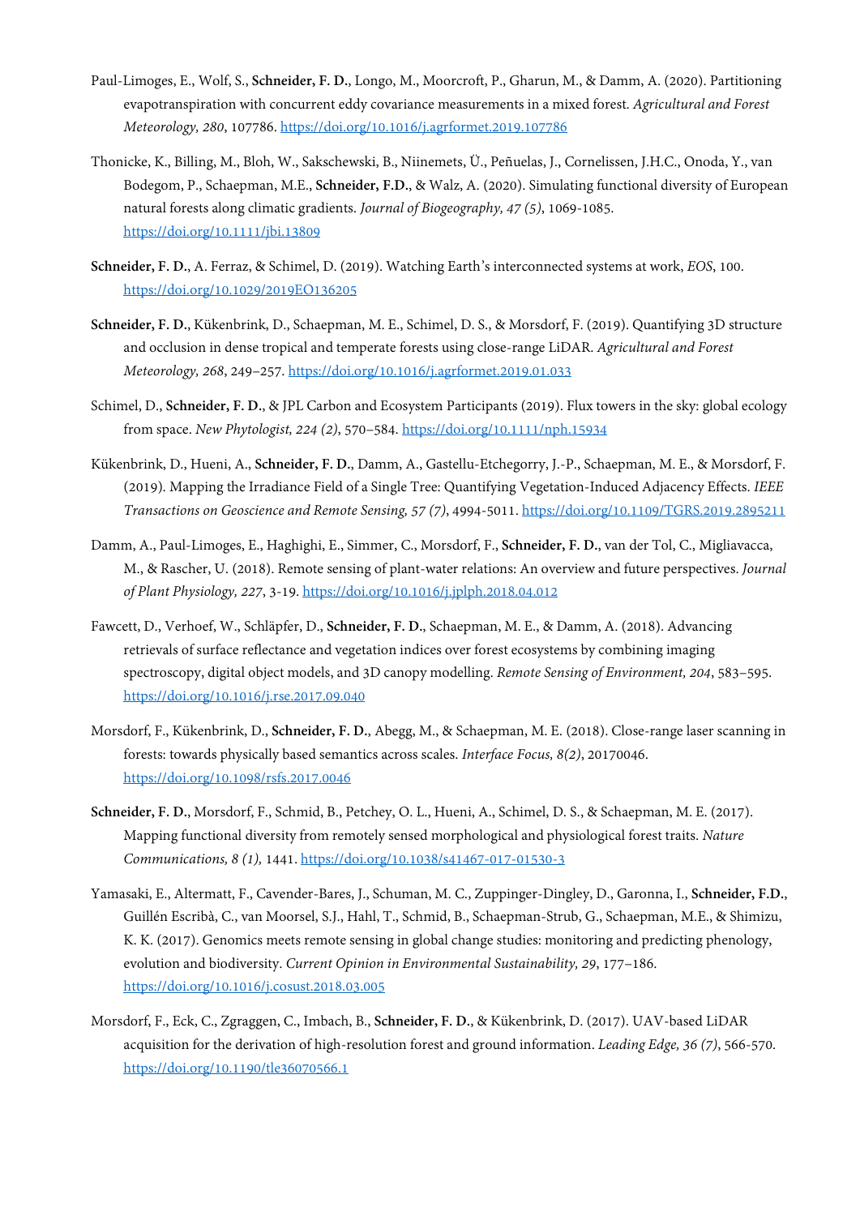Paul-Limoges, E., Wolf, S., **Schneider, F. D.**, Longo, M., Moorcroft, P., Gharun, M., & Damm, A. (2020). Partitioning evapotranspiration with concurrent eddy covariance measurements in a mixed forest. *Agricultural and Forest Meteorology, 280*, 107786. https://doi.org/10.1016/j.agrformet.2019.107786

Thonicke, K., Billing, M., Bloh, W., Sakschewski, B., Niinemets, Ü., Peñuelas, J., Cornelissen, J.H.C., Onoda, Y., van Bodegom, P., Schaepman, M.E., **Schneider, F.D.**, & Walz, A. (2020). Simulating functional diversity of European natural forests along climatic gradients. *Journal of Biogeography, 47 (5)*, 1069-1085. https://doi.org/10.1111/jbi.13809

**Schneider, F. D.**, A. Ferraz, & Schimel, D. (2019). Watching Earth's interconnected systems at work, *EOS*, 100. https://doi.org/10.1029/2019EO136205

**Schneider, F. D.**, Kükenbrink, D., Schaepman, M. E., Schimel, D. S., & Morsdorf, F. (2019). Quantifying 3D structure and occlusion in dense tropical and temperate forests using close-range LiDAR. *Agricultural and Forest Meteorology, 268*, 249–257. https://doi.org/10.1016/j.agrformet.2019.01.033

Schimel, D., **Schneider, F. D.**, & JPL Carbon and Ecosystem Participants (2019). Flux towers in the sky: global ecology from space. *New Phytologist, 224 (2)*, 570–584. https://doi.org/10.1111/nph.15934

Kükenbrink, D., Hueni, A., **Schneider, F. D.**, Damm, A., Gastellu-Etchegorry, J.-P., Schaepman, M. E., & Morsdorf, F. (2019). Mapping the Irradiance Field of a Single Tree: Quantifying Vegetation-Induced Adjacency Effects. *IEEE Transactions on Geoscience and Remote Sensing, 57 (7)*, 4994-5011. https://doi.org/10.1109/TGRS.2019.2895211

Damm, A., Paul-Limoges, E., Haghighi, E., Simmer, C., Morsdorf, F., **Schneider, F. D.**, van der Tol, C., Migliavacca, M., & Rascher, U. (2018). Remote sensing of plant-water relations: An overview and future perspectives. *Journal of Plant Physiology, 227*, 3-19. https://doi.org/10.1016/j.jplph.2018.04.012

Fawcett, D., Verhoef, W., Schläpfer, D., **Schneider, F. D.**, Schaepman, M. E., & Damm, A. (2018). Advancing retrievals of surface reflectance and vegetation indices over forest ecosystems by combining imaging spectroscopy, digital object models, and 3D canopy modelling. *Remote Sensing of Environment, 204*, 583–595. https://doi.org/10.1016/j.rse.2017.09.040

Morsdorf, F., Kükenbrink, D., **Schneider, F. D.**, Abegg, M., & Schaepman, M. E. (2018). Close-range laser scanning in forests: towards physically based semantics across scales. *Interface Focus, 8(2)*, 20170046. https://doi.org/10.1098/rsfs.2017.0046

**Schneider, F. D.**, Morsdorf, F., Schmid, B., Petchey, O. L., Hueni, A., Schimel, D. S., & Schaepman, M. E. (2017). Mapping functional diversity from remotely sensed morphological and physiological forest traits. *Nature Communications, 8 (1),* 1441. https://doi.org/10.1038/s41467-017-01530-3

Yamasaki, E., Altermatt, F., Cavender-Bares, J., Schuman, M. C., Zuppinger-Dingley, D., Garonna, I., **Schneider, F.D.**, Guillén Escribà, C., van Moorsel, S.J., Hahl, T., Schmid, B., Schaepman-Strub, G., Schaepman, M.E., & Shimizu, K. K. (2017). Genomics meets remote sensing in global change studies: monitoring and predicting phenology, evolution and biodiversity. *Current Opinion in Environmental Sustainability, 29*, 177–186. https://doi.org/10.1016/j.cosust.2018.03.005

Morsdorf, F., Eck, C., Zgraggen, C., Imbach, B., **Schneider, F. D.**, & Kükenbrink, D. (2017). UAV-based LiDAR acquisition for the derivation of high-resolution forest and ground information. *Leading Edge, 36 (7)*, 566-570. https://doi.org/10.1190/tle36070566.1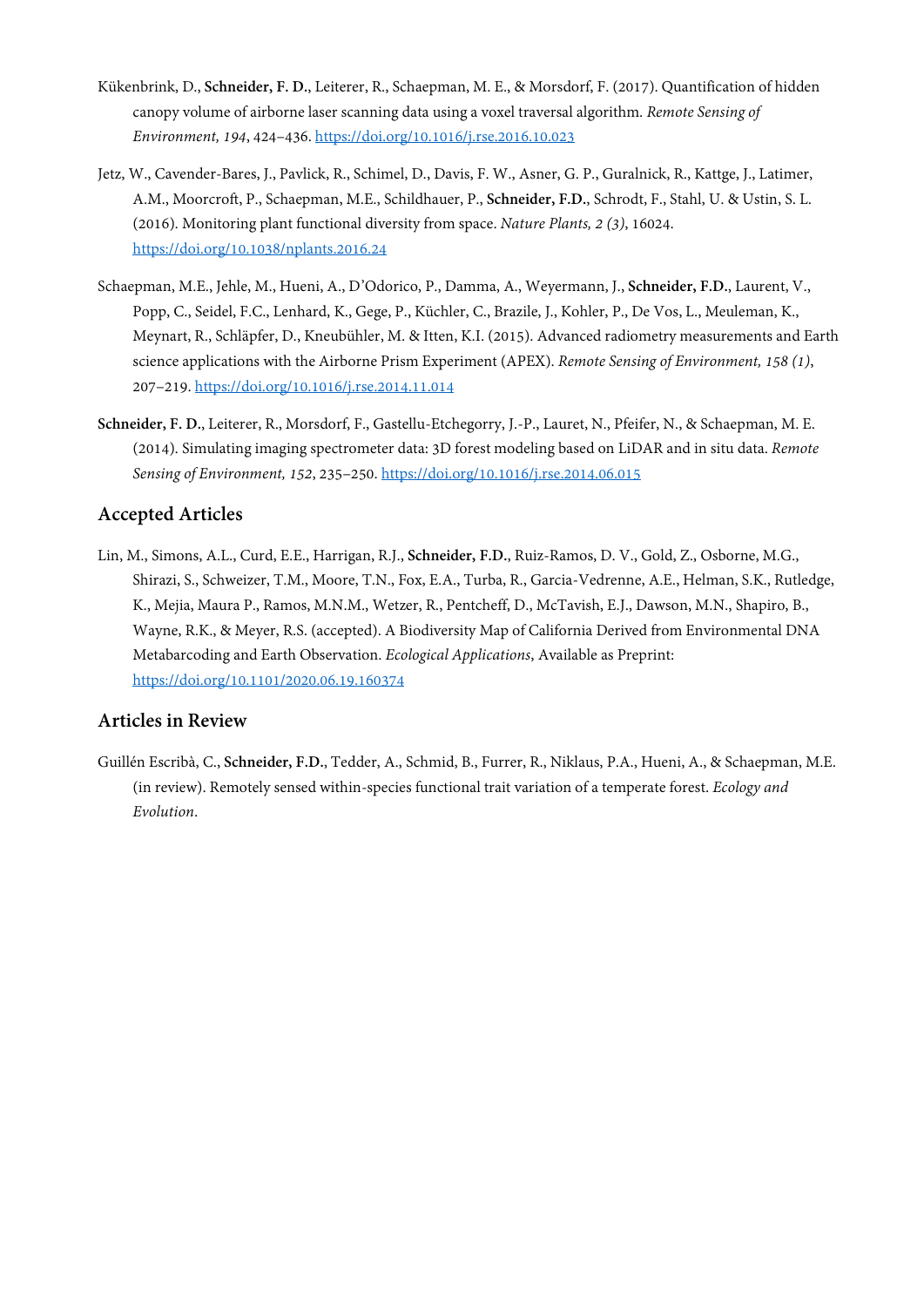Kükenbrink, D., **Schneider, F. D.**, Leiterer, R., Schaepman, M. E., & Morsdorf, F. (2017). Quantification of hidden canopy volume of airborne laser scanning data using a voxel traversal algorithm. *Remote Sensing of Environment, 194*, 424–436. https://doi.org/10.1016/j.rse.2016.10.023

Jetz, W., Cavender-Bares, J., Pavlick, R., Schimel, D., Davis, F. W., Asner, G. P., Guralnick, R., Kattge, J., Latimer, A.M., Moorcroft, P., Schaepman, M.E., Schildhauer, P., **Schneider, F.D.**, Schrodt, F., Stahl, U. & Ustin, S. L. (2016). Monitoring plant functional diversity from space. *Nature Plants, 2 (3)*, 16024. https://doi.org/10.1038/nplants.2016.24

Schaepman, M.E., Jehle, M., Hueni, A., D'Odorico, P., Damma, A., Weyermann, J., **Schneider, F.D.**, Laurent, V., Popp, C., Seidel, F.C., Lenhard, K., Gege, P., Küchler, C., Brazile, J., Kohler, P., De Vos, L., Meuleman, K., Meynart, R., Schläpfer, D., Kneubühler, M. & Itten, K.I. (2015). Advanced radiometry measurements and Earth science applications with the Airborne Prism Experiment (APEX). *Remote Sensing of Environment, 158 (1)*, 207–219. https://doi.org/10.1016/j.rse.2014.11.014

**Schneider, F. D.**, Leiterer, R., Morsdorf, F., Gastellu-Etchegorry, J.-P., Lauret, N., Pfeifer, N., & Schaepman, M. E. (2014). Simulating imaging spectrometer data: 3D forest modeling based on LiDAR and in situ data. *Remote Sensing of Environment, 152*, 235–250. https://doi.org/10.1016/j.rse.2014.06.015

## Accepted Articles

Lin, M., Simons, A.L., Curd, E.E., Harrigan, R.J., **Schneider, F.D.**, Ruiz-Ramos, D. V., Gold, Z., Osborne, M.G., Shirazi, S., Schweizer, T.M., Moore, T.N., Fox, E.A., Turba, R., Garcia-Vedrenne, A.E., Helman, S.K., Rutledge, K., Mejia, Maura P., Ramos, M.N.M., Wetzer, R., Pentcheff, D., McTavish, E.J., Dawson, M.N., Shapiro, B., Wayne, R.K., & Meyer, R.S. (accepted). A Biodiversity Map of California Derived from Environmental DNA Metabarcoding and Earth Observation. *Ecological Applications*, Available as Preprint: https://doi.org/10.1101/2020.06.19.160374

## Articles in Review

Guillén Escribà, C., **Schneider, F.D.**, Tedder, A., Schmid, B., Furrer, R., Niklaus, P.A., Hueni, A., & Schaepman, M.E. (in review). Remotely sensed within-species functional trait variation of a temperate forest. *Ecology and Evolution*.